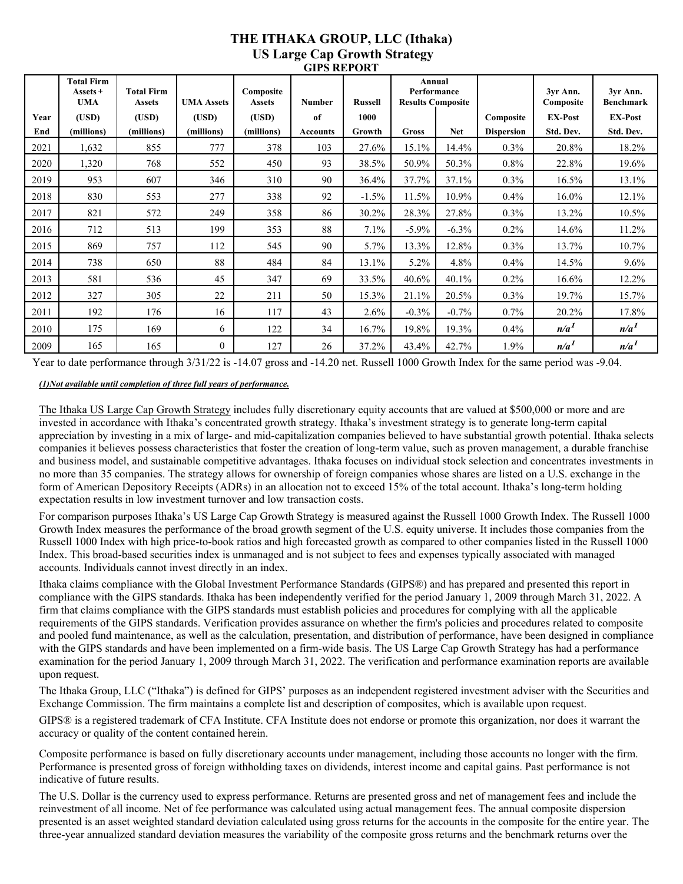# THE ITHAKA GROUP, LLC (Ithaka)
## US Large Cap Growth Strategy
### GIPS REPORT

| Year End | Total Firm Assets + UMA (USD) (millions) | Total Firm Assets (USD) (millions) | UMA Assets (USD) (millions) | Composite Assets (USD) (millions) | Number of Accounts | Russell 1000 Growth | Annual Performance Results Composite Gross | Net | Composite Dispersion | 3yr Ann. Composite EX-Post Std. Dev. | 3yr Ann. Benchmark EX-Post Std. Dev. |
|---|---|---|---|---|---|---|---|---|---|---|---|
| 2021 | 1,632 | 855 | 777 | 378 | 103 | 27.6% | 15.1% | 14.4% | 0.3% | 20.8% | 18.2% |
| 2020 | 1,320 | 768 | 552 | 450 | 93 | 38.5% | 50.9% | 50.3% | 0.8% | 22.8% | 19.6% |
| 2019 | 953 | 607 | 346 | 310 | 90 | 36.4% | 37.7% | 37.1% | 0.3% | 16.5% | 13.1% |
| 2018 | 830 | 553 | 277 | 338 | 92 | -1.5% | 11.5% | 10.9% | 0.4% | 16.0% | 12.1% |
| 2017 | 821 | 572 | 249 | 358 | 86 | 30.2% | 28.3% | 27.8% | 0.3% | 13.2% | 10.5% |
| 2016 | 712 | 513 | 199 | 353 | 88 | 7.1% | -5.9% | -6.3% | 0.2% | 14.6% | 11.2% |
| 2015 | 869 | 757 | 112 | 545 | 90 | 5.7% | 13.3% | 12.8% | 0.3% | 13.7% | 10.7% |
| 2014 | 738 | 650 | 88 | 484 | 84 | 13.1% | 5.2% | 4.8% | 0.4% | 14.5% | 9.6% |
| 2013 | 581 | 536 | 45 | 347 | 69 | 33.5% | 40.6% | 40.1% | 0.2% | 16.6% | 12.2% |
| 2012 | 327 | 305 | 22 | 211 | 50 | 15.3% | 21.1% | 20.5% | 0.3% | 19.7% | 15.7% |
| 2011 | 192 | 176 | 16 | 117 | 43 | 2.6% | -0.3% | -0.7% | 0.7% | 20.2% | 17.8% |
| 2010 | 175 | 169 | 6 | 122 | 34 | 16.7% | 19.8% | 19.3% | 0.4% | *n/a*[1] | *n/a*[1] |
| 2009 | 165 | 165 | 0 | 127 | 26 | 37.2% | 43.4% | 42.7% | 1.9% | *n/a*[1] | *n/a*[1] |

Year to date performance through 3/31/22 is -14.07 gross and -14.20 net. Russell 1000 Growth Index for the same period was -9.04.

***(1)Not available until completion of three full years of performance.***

The Ithaka US Large Cap Growth Strategy includes fully discretionary equity accounts that are valued at $500,000 or more and are invested in accordance with Ithaka's concentrated growth strategy. Ithaka's investment strategy is to generate long-term capital appreciation by investing in a mix of large- and mid-capitalization companies believed to have substantial growth potential. Ithaka selects companies it believes possess characteristics that foster the creation of long-term value, such as proven management, a durable franchise and business model, and sustainable competitive advantages. Ithaka focuses on individual stock selection and concentrates investments in no more than 35 companies. The strategy allows for ownership of foreign companies whose shares are listed on a U.S. exchange in the form of American Depository Receipts (ADRs) in an allocation not to exceed 15% of the total account. Ithaka's long-term holding expectation results in low investment turnover and low transaction costs.

For comparison purposes Ithaka's US Large Cap Growth Strategy is measured against the Russell 1000 Growth Index. The Russell 1000 Growth Index measures the performance of the broad growth segment of the U.S. equity universe. It includes those companies from the Russell 1000 Index with high price-to-book ratios and high forecasted growth as compared to other companies listed in the Russell 1000 Index. This broad-based securities index is unmanaged and is not subject to fees and expenses typically associated with managed accounts. Individuals cannot invest directly in an index.

Ithaka claims compliance with the Global Investment Performance Standards (GIPS®) and has prepared and presented this report in compliance with the GIPS standards. Ithaka has been independently verified for the period January 1, 2009 through March 31, 2022. A firm that claims compliance with the GIPS standards must establish policies and procedures for complying with all the applicable requirements of the GIPS standards. Verification provides assurance on whether the firm's policies and procedures related to composite and pooled fund maintenance, as well as the calculation, presentation, and distribution of performance, have been designed in compliance with the GIPS standards and have been implemented on a firm-wide basis. The US Large Cap Growth Strategy has had a performance examination for the period January 1, 2009 through March 31, 2022. The verification and performance examination reports are available upon request.

The Ithaka Group, LLC ("Ithaka") is defined for GIPS' purposes as an independent registered investment adviser with the Securities and Exchange Commission. The firm maintains a complete list and description of composites, which is available upon request.

GIPS® is a registered trademark of CFA Institute. CFA Institute does not endorse or promote this organization, nor does it warrant the accuracy or quality of the content contained herein.

Composite performance is based on fully discretionary accounts under management, including those accounts no longer with the firm. Performance is presented gross of foreign withholding taxes on dividends, interest income and capital gains. Past performance is not indicative of future results.

The U.S. Dollar is the currency used to express performance. Returns are presented gross and net of management fees and include the reinvestment of all income. Net of fee performance was calculated using actual management fees. The annual composite dispersion presented is an asset weighted standard deviation calculated using gross returns for the accounts in the composite for the entire year. The three-year annualized standard deviation measures the variability of the composite gross returns and the benchmark returns over the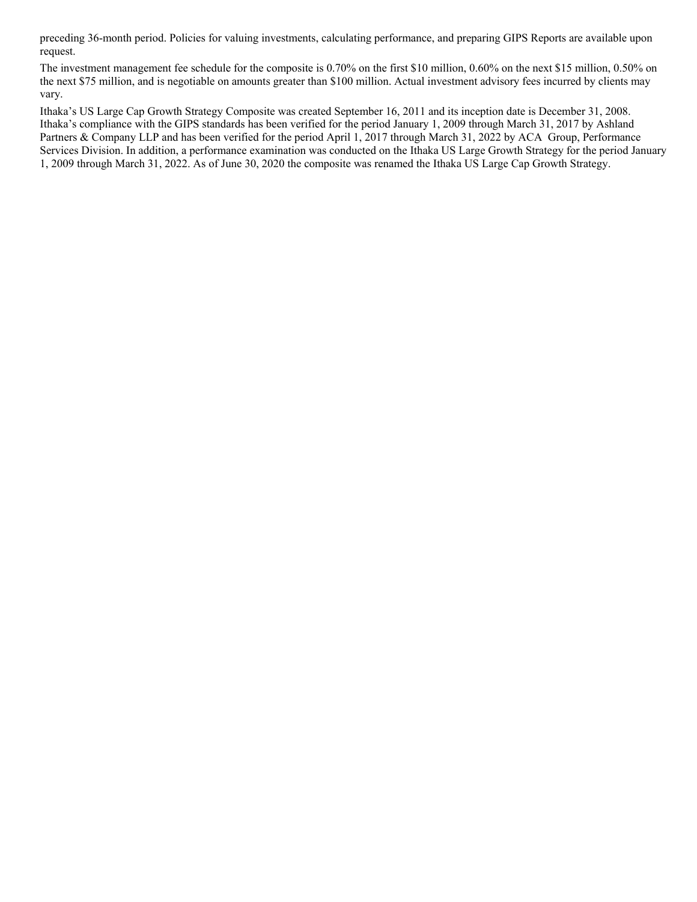preceding 36-month period. Policies for valuing investments, calculating performance, and preparing GIPS Reports are available upon request.

The investment management fee schedule for the composite is 0.70% on the first $10 million, 0.60% on the next $15 million, 0.50% on the next $75 million, and is negotiable on amounts greater than $100 million. Actual investment advisory fees incurred by clients may vary.

Ithaka's US Large Cap Growth Strategy Composite was created September 16, 2011 and its inception date is December 31, 2008. Ithaka's compliance with the GIPS standards has been verified for the period January 1, 2009 through March 31, 2017 by Ashland Partners & Company LLP and has been verified for the period April 1, 2017 through March 31, 2022 by ACA Group, Performance Services Division. In addition, a performance examination was conducted on the Ithaka US Large Growth Strategy for the period January 1, 2009 through March 31, 2022. As of June 30, 2020 the composite was renamed the Ithaka US Large Cap Growth Strategy.